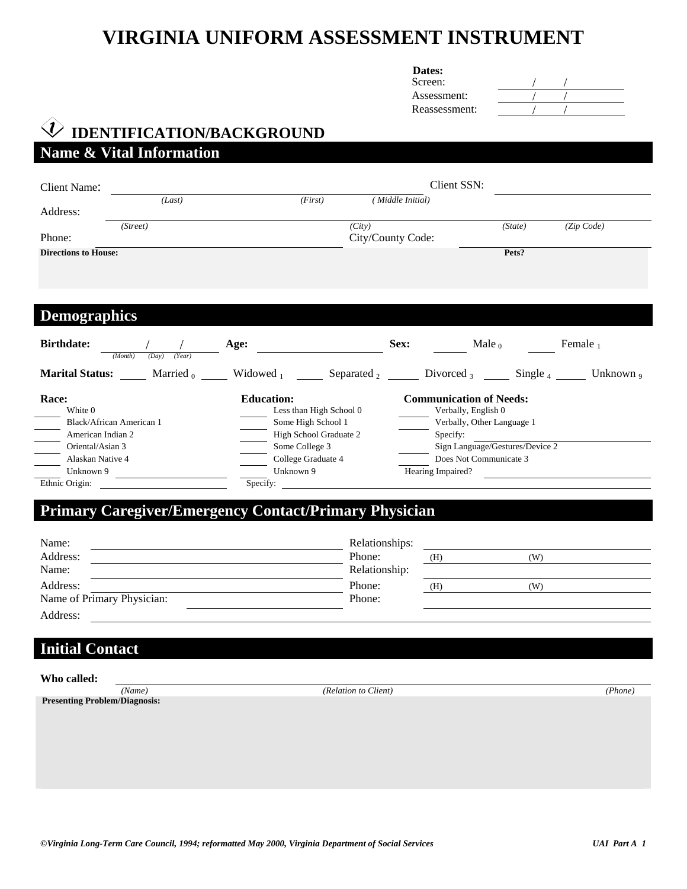# VIRGINIA UNIFORM ASSESSMENT INSTRUMENT

**Dates:**
Screen: ___/___/___
Assessment: ___/___/___
Reassessment: ___/___/___

## IDENTIFICATION/BACKGROUND

### Name & Vital Information

Client Name: ____________________ Client SSN: ____________________
*(Last)* *(First)* *( Middle Initial)*

Address: ____________________
*(Street)* *(City)* *(State)* *(Zip Code)*

Phone: ____________________ City/County Code: ____________________

**Directions to House:** **Pets?**

### Demographics

**Birthdate:** ___/___/___ *(Month)* *(Day)* *(Year)* **Age:** ____________ **Sex:** ____ Male 0 ____ Female 1

**Marital Status:** ____ Married 0 ____ Widowed 1 ____ Separated 2 ____ Divorced 3 ____ Single 4 ____ Unknown 9

**Race:**
- ____ White 0
- ____ Black/African American 1
- ____ American Indian 2
- ____ Oriental/Asian 3
- ____ Alaskan Native 4
- ____ Unknown 9 ____________

Ethnic Origin: ____________

**Education:**
- ____ Less than High School 0
- ____ Some High School 1
- ____ High School Graduate 2
- ____ Some College 3
- ____ College Graduate 4
- ____ Unknown 9

Specify: ____________

**Communication of Needs:**
- ____ Verbally, English 0
- ____ Verbally, Other Language 1
  Specify: ____________
- ____ Sign Language/Gestures/Device 2
- ____ Does Not Communicate 3

Hearing Impaired? ____________

### Primary Caregiver/Emergency Contact/Primary Physician

Name: ____________________ Relationships: ____________________
Address: ____________________ Phone: (H) ____________ (W) ____________
Name: ____________________ Relationship: ____________________
Address: ____________________ Phone: (H) ____________ (W) ____________
Name of Primary Physician: ____________________ Phone: ____________________
Address: ____________________

### Initial Contact

**Who called:** ____________________
*(Name)* *(Relation to Client)* *(Phone)*

**Presenting Problem/Diagnosis:**

*©Virginia Long-Term Care Council, 1994; reformatted May 2000, Virginia Department of Social Services*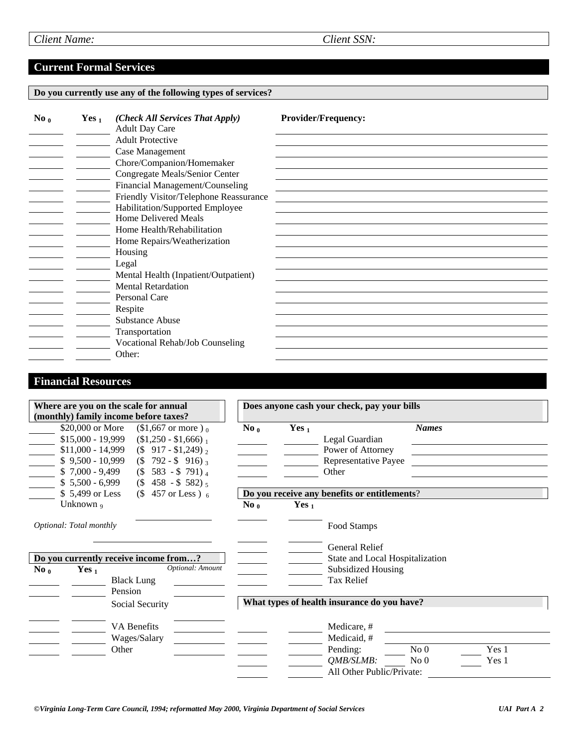Client Name: Client SSN:

## Current Formal Services

**Do you currently use any of the following types of services?**

| No $_0$ | Yes $_1$ | *(Check All Services That Apply)* | Provider/Frequency: |
|---|---|---|---|
| | | Adult Day Care | |
| | | Adult Protective | |
| | | Case Management | |
| | | Chore/Companion/Homemaker | |
| | | Congregate Meals/Senior Center | |
| | | Financial Management/Counseling | |
| | | Friendly Visitor/Telephone Reassurance | |
| | | Habilitation/Supported Employee | |
| | | Home Delivered Meals | |
| | | Home Health/Rehabilitation | |
| | | Home Repairs/Weatherization | |
| | | Housing | |
| | | Legal | |
| | | Mental Health (Inpatient/Outpatient) | |
| | | Mental Retardation | |
| | | Personal Care | |
| | | Respite | |
| | | Substance Abuse | |
| | | Transportation | |
| | | Vocational Rehab/Job Counseling | |
| | | Other: | |

## Financial Resources

**Where are you on the scale for annual (monthly) family income before taxes?**

| | Annual | Monthly |
|---|---|---|
| | $20,000 or More | ($1,667 or more) $_0$ |
| | $15,000 - 19,999 | ($1,250 - $1,666) $_1$ |
| | $11,000 - 14,999 | ($ 917 - $1,249) $_2$ |
| | $ 9,500 - 10,999 | ($ 792 - $ 916) $_3$ |
| | $ 7,000 - 9,499 | ($ 583 - $ 791) $_4$ |
| | $ 5,500 - 6,999 | ($ 458 - $ 582) $_5$ |
| | $ 5,499 or Less | ($ 457 or Less) $_6$ |
| | Unknown $_9$ | |

*Optional: Total monthly* \_\_\_\_\_\_\_\_\_\_

**Do you currently receive income from…?**

| No $_0$ | Yes $_1$ | | *Optional: Amount* |
|---|---|---|---|
| | | Black Lung | |
| | | Pension | |
| | | Social Security | |
| | | VA Benefits | |
| | | Wages/Salary | |
| | | Other | |

**Does anyone cash your check, pay your bills**

| No $_0$ | Yes $_1$ | | *Names* |
|---|---|---|---|
| | | Legal Guardian | |
| | | Power of Attorney | |
| | | Representative Payee | |
| | | Other | |

**Do you receive any benefits or entitlements?**

| No $_0$ | Yes $_1$ | |
|---|---|---|
| | | Food Stamps |
| | | General Relief |
| | | State and Local Hospitalization |
| | | Subsidized Housing |
| | | Tax Relief |

**What types of health insurance do you have?**

| No $_0$ | Yes $_1$ | | |
|---|---|---|---|
| | | Medicare, # | |
| | | Medicaid, # | |
| | | Pending: | \_\_\_ No 0 \_\_\_ Yes 1 |
| | | *QMB/SLMB:* | \_\_\_ No 0 \_\_\_ Yes 1 |
| | | All Other Public/Private: | |

*©Virginia Long-Term Care Council, 1994; reformatted May 2000, Virginia Department of Social Services* *UAI Part A 2*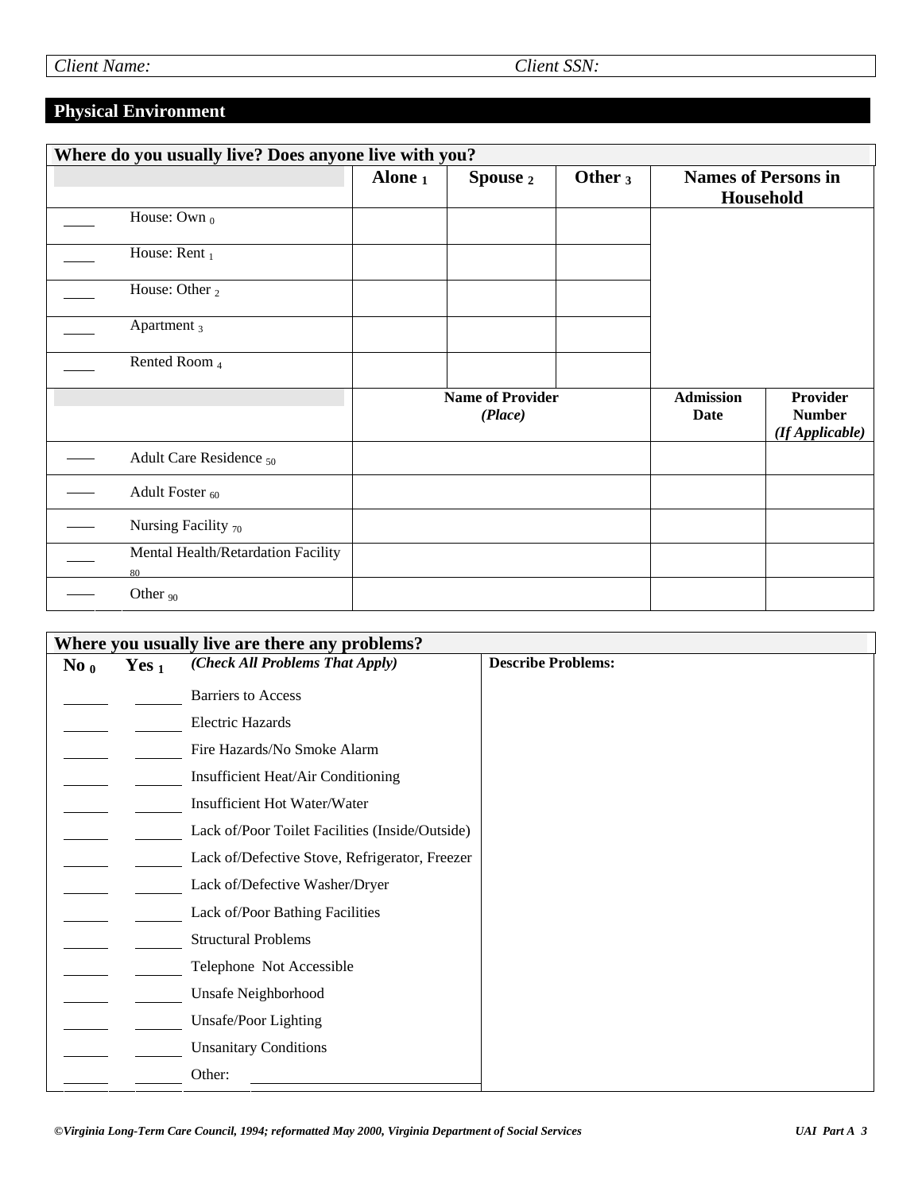Client Name: Client SSN:

## Physical Environment

| Where do you usually live? Does anyone live with you? | | Alone $_1$ | Spouse $_2$ | Other $_3$ | Names of Persons in Household | |
|---|---|---|---|---|---|---|
| ____ | House: Own $_0$ | | | | | |
| ____ | House: Rent $_1$ | | | | | |
| ____ | House: Other $_2$ | | | | | |
| ____ | Apartment $_3$ | | | | | |
| ____ | Rented Room $_4$ | | | | | |
| | | **Name of Provider** *(Place)* | | | **Admission Date** | **Provider Number** *(If Applicable)* |
| ____ | Adult Care Residence $_{50}$ | | | | | |
| ____ | Adult Foster $_{60}$ | | | | | |
| ____ | Nursing Facility $_{70}$ | | | | | |
| ____ | Mental Health/Retardation Facility $_{80}$ | | | | | |
| ____ | Other $_{90}$ | | | | | |

| Where you usually live are there any problems? | | | |
|---|---|---|---|
| **No $_0$** | **Yes $_1$** | *(Check All Problems That Apply)* | **Describe Problems:** |
| ____ | ____ | Barriers to Access | |
| ____ | ____ | Electric Hazards | |
| ____ | ____ | Fire Hazards/No Smoke Alarm | |
| ____ | ____ | Insufficient Heat/Air Conditioning | |
| ____ | ____ | Insufficient Hot Water/Water | |
| ____ | ____ | Lack of/Poor Toilet Facilities (Inside/Outside) | |
| ____ | ____ | Lack of/Defective Stove, Refrigerator, Freezer | |
| ____ | ____ | Lack of/Defective Washer/Dryer | |
| ____ | ____ | Lack of/Poor Bathing Facilities | |
| ____ | ____ | Structural Problems | |
| ____ | ____ | Telephone Not Accessible | |
| ____ | ____ | Unsafe Neighborhood | |
| ____ | ____ | Unsafe/Poor Lighting | |
| ____ | ____ | Unsanitary Conditions | |
| ____ | ____ | Other: ____________ | |

*©Virginia Long-Term Care Council, 1994; reformatted May 2000, Virginia Department of Social Services* *UAI Part A 3*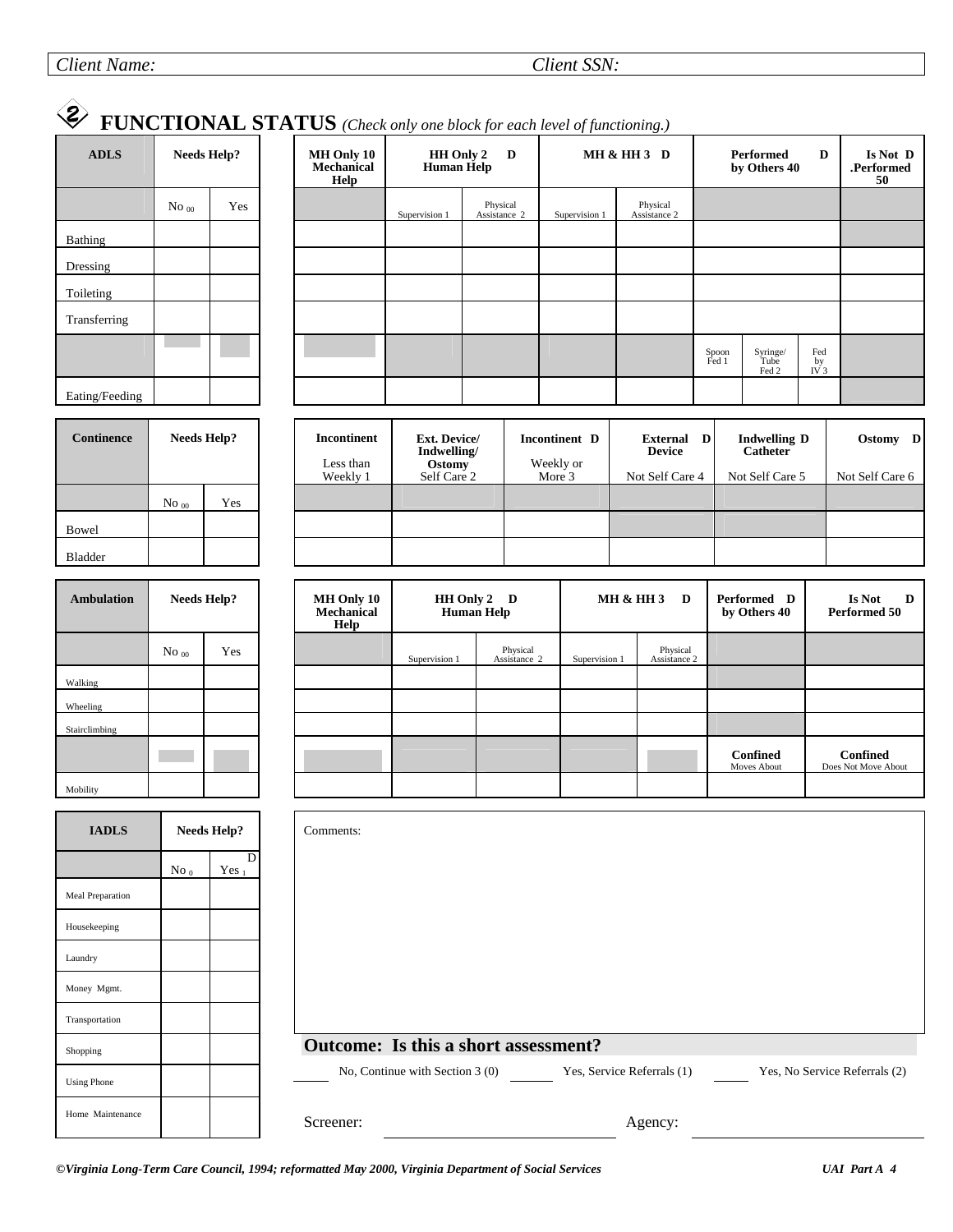Client Name: Client SSN:

## 2 FUNCTIONAL STATUS *(Check only one block for each level of functioning.)*

| ADLS | Needs Help? | | MH Only 10 Mechanical Help | HH Only 2 D Human Help | | MH & HH 3 D | | Performed by Others 40 D | | | Is Not D .Performed 50 |
|---|---|---|---|---|---|---|---|---|---|---|---|
| | No 00 | Yes | | Supervision 1 | Physical Assistance 2 | Supervision 1 | Physical Assistance 2 | | | | |
| Bathing | | | | | | | | | | | |
| Dressing | | | | | | | | | | | |
| Toileting | | | | | | | | | | | |
| Transferring | | | | | | | | | | | |
| | | | | | | | | Spoon Fed 1 | Syringe/ Tube Fed 2 | Fed by IV 3 | |
| Eating/Feeding | | | | | | | | | | | |

| Continence | Needs Help? | | Incontinent Less than Weekly 1 | Ext. Device/ Indwelling/ Ostomy Self Care 2 | Incontinent D Weekly or More 3 | External D Device Not Self Care 4 | Indwelling D Catheter Not Self Care 5 | Ostomy D Not Self Care 6 |
|---|---|---|---|---|---|---|---|---|
| | No 00 | Yes | | | | | | |
| Bowel | | | | | | | | |
| Bladder | | | | | | | | |

| Ambulation | Needs Help? | | MH Only 10 Mechanical Help | HH Only 2 D Human Help | | MH & HH 3 D | | Performed D by Others 40 | Is Not D Performed 50 |
|---|---|---|---|---|---|---|---|---|---|
| | No 00 | Yes | | Supervision 1 | Physical Assistance 2 | Supervision 1 | Physical Assistance 2 | | |
| Walking | | | | | | | | | |
| Wheeling | | | | | | | | | |
| Stairclimbing | | | | | | | | | |
| | | | | | | | | Confined Moves About | Confined Does Not Move About |
| Mobility | | | | | | | | | |

| IADLS | Needs Help? | |
|---|---|---|
| | No 0 | D Yes 1 |
| Meal Preparation | | |
| Housekeeping | | |
| Laundry | | |
| Money Mgmt. | | |
| Transportation | | |
| Shopping | | |
| Using Phone | | |
| Home Maintenance | | |

Comments:

**Outcome: Is this a short assessment?**

_____ No, Continue with Section 3 (0) _____ Yes, Service Referrals (1) _____ Yes, No Service Referrals (2)

Screener: ____________________ Agency: ____________________

*©Virginia Long-Term Care Council, 1994; reformatted May 2000, Virginia Department of Social Services*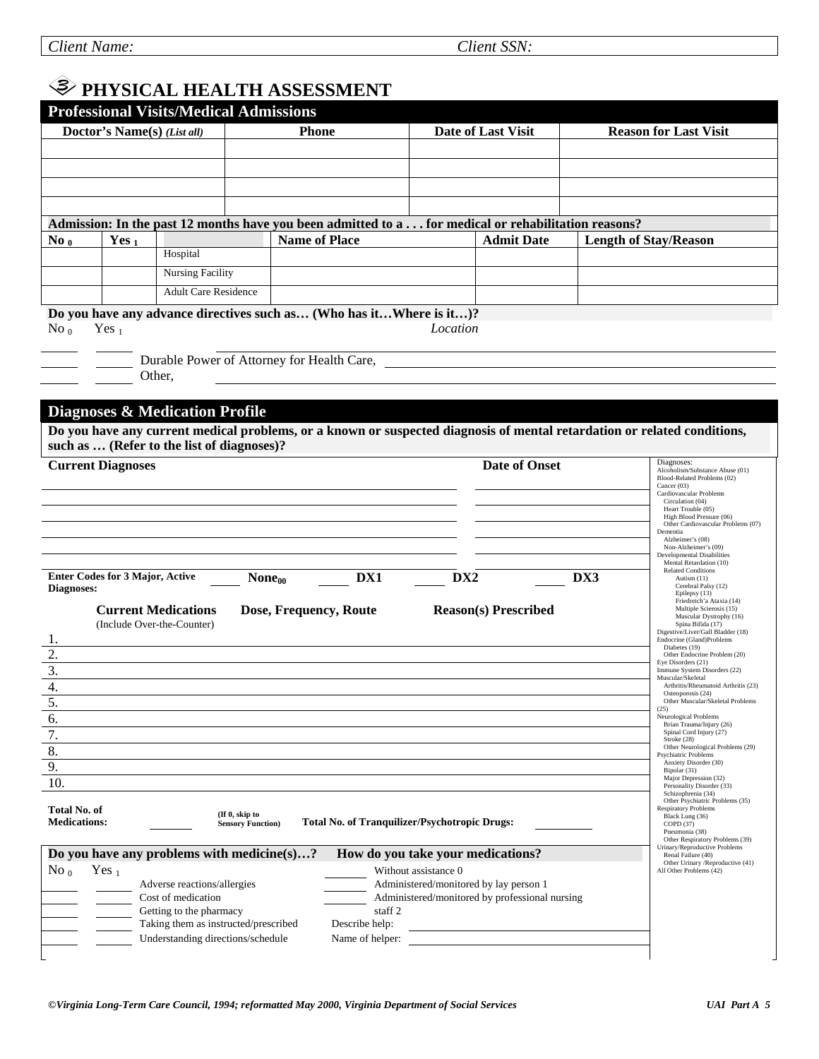*Client Name:* *Client SSN:*

# PHYSICAL HEALTH ASSESSMENT

## Professional Visits/Medical Admissions

| Doctor's Name(s) *(List all)* | Phone | Date of Last Visit | Reason for Last Visit |
|---|---|---|---|
| | | | |
| | | | |
| | | | |
| | | | |

**Admission: In the past 12 months have you been admitted to a . . . for medical or rehabilitation reasons?**

| No $_0$ | Yes $_1$ | | Name of Place | Admit Date | Length of Stay/Reason |
|---|---|---|---|---|---|
| | | Hospital | | | |
| | | Nursing Facility | | | |
| | | Adult Care Residence | | | |

**Do you have any advance directives such as… (Who has it…Where is it…)?**

| No $_0$ | Yes $_1$ | | *Location* |
|---|---|---|---|
| | | | |
| | | Durable Power of Attorney for Health Care, | |
| | | Other, | |

## Diagnoses & Medication Profile

**Do you have any current medical problems, or a known or suspected diagnosis of mental retardation or related conditions, such as … (Refer to the list of diagnoses)?**

| Current Diagnoses | Date of Onset |
|---|---|
| | |
| | |
| | |
| | |
| | |
| | |

**Enter Codes for 3 Major, Active Diagnoses:** ______ **None$_{00}$** ______ **DX1** ______ **DX2** ______ **DX3**

| **Current Medications** (Include Over-the-Counter) | **Dose, Frequency, Route** | **Reason(s) Prescribed** |
|---|---|---|
| 1. | | |
| 2. | | |
| 3. | | |
| 4. | | |
| 5. | | |
| 6. | | |
| 7. | | |
| 8. | | |
| 9. | | |
| 10. | | |

**Total No. of Medications:** ______ (If 0, skip to Sensory Function) **Total No. of Tranquilizer/Psychotropic Drugs:** ______

**Do you have any problems with medicine(s)…?**

| No $_0$ | Yes $_1$ | |
|---|---|---|
| | | Adverse reactions/allergies |
| | | Cost of medication |
| | | Getting to the pharmacy |
| | | Taking them as instructed/prescribed |
| | | Understanding directions/schedule |

**How do you take your medications?**

- ______ Without assistance 0
- ______ Administered/monitored by lay person 1
- ______ Administered/monitored by professional nursing staff 2

Describe help: ____________________

Name of helper: ____________________

Diagnoses:
- Alcoholism/Substance Abuse (01)
- Blood-Related Problems (02)
- Cancer (03)
- Cardiovascular Problems
  - Circulation (04)
  - Heart Trouble (05)
  - High Blood Pressure (06)
  - Other Cardiovascular Problems (07)
- Dementia
  - Alzheimer's (08)
  - Non-Alzheimer's (09)
- Developmental Disabilities
  - Mental Retardation (10)
  - Related Conditions
    - Autism (11)
    - Cerebral Palsy (12)
    - Epilepsy (13)
    - Friedreich'a Ataxia (14)
    - Multiple Scierosis (15)
    - Muscular Dystrophy (16)
    - Spina Bifida (17)
- Digestive/Liver/Gall Bladder (18)
- Endocrine (Gland)Problems
  - Diabetes (19)
  - Other Endocrine Problem (20)
- Eye Disorders (21)
- Immune System Disorders (22)
- Muscular/Skeletal
  - Arthritis/Rheumatoid Arthritis (23)
  - Osteoporosis (24)
  - Other Muscular/Skeletal Problems (25)
- Neurological Problems
  - Brian Trauma/Injury (26)
  - Spinal Cord Injury (27)
  - Stroke (28)
  - Other Neurological Problems (29)
- Psychiatric Problems
  - Anxiety Disorder (30)
  - Bipolar (31)
  - Major Depression (32)
  - Personality Disorder (33)
  - Schizophrenia (34)
  - Other Psychiatric Problems (35)
- Respiratory Problems
  - Black Lung (36)
  - COPD (37)
  - Pneumonia (38)
  - Other Respiratory Problems (39)
- Urinary/Reproductive Problems
  - Renal Failure (40)
  - Other Urinary /Reproductive (41)
- All Other Problems (42)

*©Virginia Long-Term Care Council, 1994; reformatted May 2000, Virginia Department of Social Services*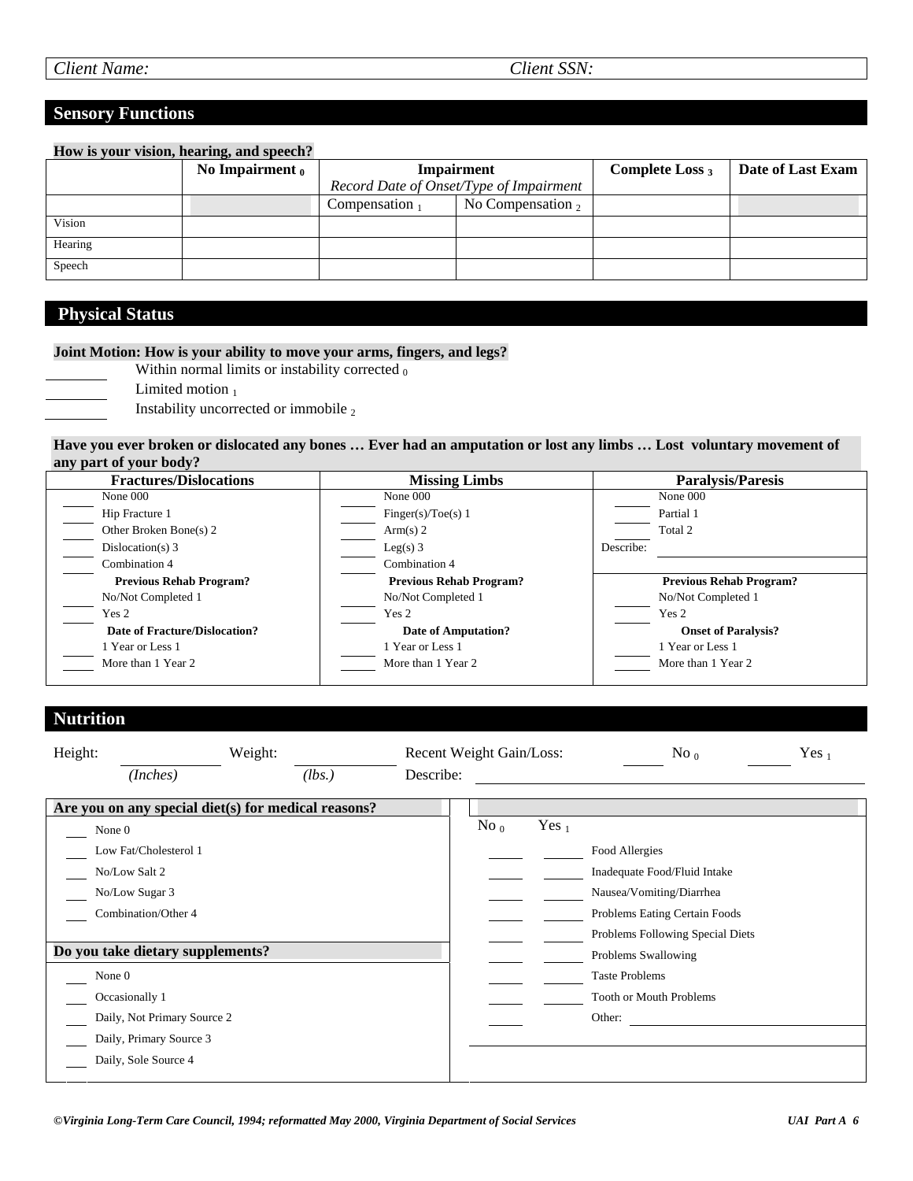*Client Name:* *Client SSN:*

## Sensory Functions

**How is your vision, hearing, and speech?**

| | No Impairment $_0$ | Impairment *Record Date of Onset/Type of Impairment* | | Complete Loss $_3$ | Date of Last Exam |
|---|---|---|---|---|---|
| | | Compensation $_1$ | No Compensation $_2$ | | |
| Vision | | | | | |
| Hearing | | | | | |
| Speech | | | | | |

## Physical Status

**Joint Motion: How is your ability to move your arms, fingers, and legs?**

____ Within normal limits or instability corrected $_0$
____ Limited motion $_1$
____ Instability uncorrected or immobile $_2$

**Have you ever broken or dislocated any bones … Ever had an amputation or lost any limbs … Lost voluntary movement of any part of your body?**

| Fractures/Dislocations | Missing Limbs | Paralysis/Paresis |
|---|---|---|
| ____ None 000 | ____ None 000 | ____ None 000 |
| ____ Hip Fracture 1 | ____ Finger(s)/Toe(s) 1 | ____ Partial 1 |
| ____ Other Broken Bone(s) 2 | ____ Arm(s) 2 | ____ Total 2 |
| ____ Dislocation(s) 3 | ____ Leg(s) 3 | Describe: ____ |
| ____ Combination 4 | ____ Combination 4 | |
| **Previous Rehab Program?** | **Previous Rehab Program?** | **Previous Rehab Program?** |
| ____ No/Not Completed 1 | ____ No/Not Completed 1 | ____ No/Not Completed 1 |
| ____ Yes 2 | ____ Yes 2 | ____ Yes 2 |
| **Date of Fracture/Dislocation?** | **Date of Amputation?** | **Onset of Paralysis?** |
| ____ 1 Year or Less 1 | ____ 1 Year or Less 1 | ____ 1 Year or Less 1 |
| ____ More than 1 Year 2 | ____ More than 1 Year 2 | ____ More than 1 Year 2 |

## Nutrition

Height: ________ *(Inches)* Weight: ________ *(lbs.)* Recent Weight Gain/Loss: ____ No $_0$ ____ Yes $_1$

Describe: ____________________

**Are you on any special diet(s) for medical reasons?**

____ None 0
____ Low Fat/Cholesterol 1
____ No/Low Salt 2
____ No/Low Sugar 3
____ Combination/Other 4

**Do you take dietary supplements?**

____ None 0
____ Occasionally 1
____ Daily, Not Primary Source 2
____ Daily, Primary Source 3
____ Daily, Sole Source 4

| No $_0$ | Yes $_1$ | |
|---|---|---|
| ____ | ____ | Food Allergies |
| ____ | ____ | Inadequate Food/Fluid Intake |
| ____ | ____ | Nausea/Vomiting/Diarrhea |
| ____ | ____ | Problems Eating Certain Foods |
| ____ | ____ | Problems Following Special Diets |
| ____ | ____ | Problems Swallowing |
| ____ | ____ | Taste Problems |
| ____ | ____ | Tooth or Mouth Problems |
| ____ | | Other: ____________ |

*©Virginia Long-Term Care Council, 1994; reformatted May 2000, Virginia Department of Social Services* *UAI Part A 6*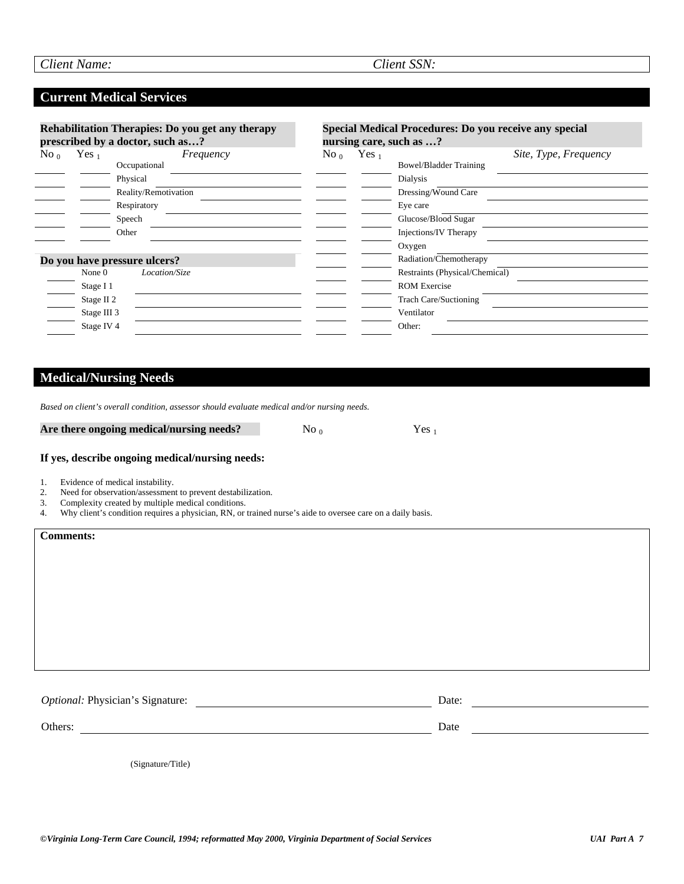| Client Name: | Client SSN: |
|---|---|

## Current Medical Services

**Rehabilitation Therapies: Do you get any therapy prescribed by a doctor, such as…?**

| No $_0$ | Yes $_1$ | | *Frequency* |
|---|---|---|---|
| | | Occupational | |
| | | Physical | |
| | | Reality/Remotivation | |
| | | Respiratory | |
| | | Speech | |
| | | Other | |

**Do you have pressure ulcers?**

| | | *Location/Size* |
|---|---|---|
| | None 0 | |
| | Stage I 1 | |
| | Stage II 2 | |
| | Stage III 3 | |
| | Stage IV 4 | |

**Special Medical Procedures: Do you receive any special nursing care, such as …?**

| No $_0$ | Yes $_1$ | | *Site, Type, Frequency* |
|---|---|---|---|
| | | Bowel/Bladder Training | |
| | | Dialysis | |
| | | Dressing/Wound Care | |
| | | Eye care | |
| | | Glucose/Blood Sugar | |
| | | Injections/IV Therapy | |
| | | Oxygen | |
| | | Radiation/Chemotherapy | |
| | | Restraints (Physical/Chemical) | |
| | | ROM Exercise | |
| | | Trach Care/Suctioning | |
| | | Ventilator | |
| | | Other: | |

## Medical/Nursing Needs

*Based on client's overall condition, assessor should evaluate medical and/or nursing needs.*

**Are there ongoing medical/nursing needs?** No $_0$ Yes $_1$

**If yes, describe ongoing medical/nursing needs:**

1. Evidence of medical instability.
2. Need for observation/assessment to prevent destabilization.
3. Complexity created by multiple medical conditions.
4. Why client's condition requires a physician, RN, or trained nurse's aide to oversee care on a daily basis.

**Comments:**

*Optional:* Physician's Signature: ______________________ Date: ______________

Others: ______________________ Date ______________

(Signature/Title)

*©Virginia Long-Term Care Council, 1994; reformatted May 2000, Virginia Department of Social Services*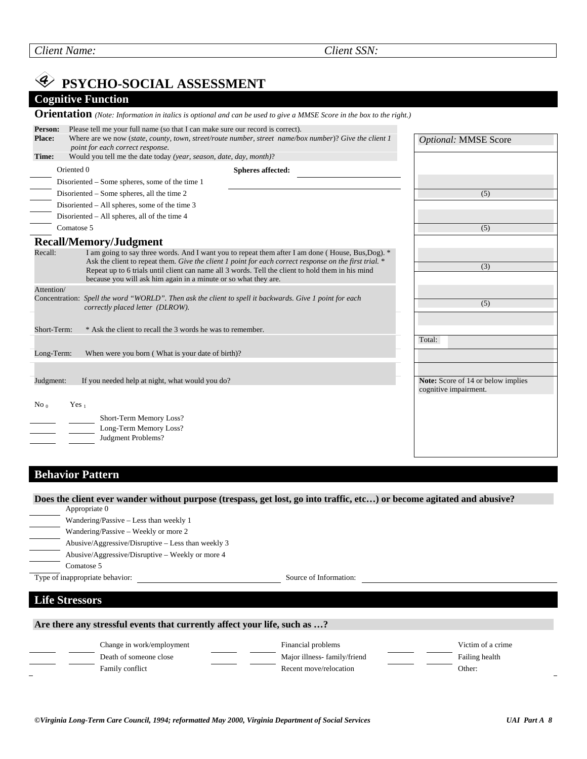*Client Name:* *Client SSN:*

# 4 PSYCHO-SOCIAL ASSESSMENT

## Cognitive Function

### Orientation
*(Note: Information in italics is optional and can be used to give a MMSE Score in the box to the right.)*

**Person:** Please tell me your full name (so that I can make sure our record is correct).

**Place:** Where are we now (*state, county, town, street/route number, street name/box number*)? *Give the client 1 point for each correct response.*

**Time:** Would you tell me the date today *(year, season, date, day, month)*?

| Optional: MMSE Score |
|---|
| (5) |
| (5) |
| (3) |
| (5) |
| Total: |

**Note:** Score of 14 or below implies cognitive impairment.

- ____ Oriented 0
- ____ Disoriented – Some spheres, some of the time 1
- ____ Disoriented – Some spheres, all the time 2
- ____ Disoriented – All spheres, some of the time 3
- ____ Disoriented – All spheres, all of the time 4
- ____ Comatose 5

**Spheres affected:** ______________________

### Recall/Memory/Judgment

Recall: I am going to say three words. And I want you to repeat them after I am done ( House, Bus,Dog). * Ask the client to repeat them. *Give the client 1 point for each correct response on the first trial.* * Repeat up to 6 trials until client can name all 3 words. Tell the client to hold them in his mind because you will ask him again in a minute or so what they are.

Attention/ Concentration: *Spell the word "WORLD". Then ask the client to spell it backwards. Give 1 point for each correctly placed letter (DLROW).*

Short-Term: * Ask the client to recall the 3 words he was to remember.

Long-Term: When were you born ( What is your date of birth)?

Judgment: If you needed help at night, what would you do?

| No 0 | Yes 1 | |
|---|---|---|
| ____ | ____ | Short-Term Memory Loss? |
| ____ | ____ | Long-Term Memory Loss? |
| ____ | ____ | Judgment Problems? |

## Behavior Pattern

**Does the client ever wander without purpose (trespass, get lost, go into traffic, etc…) or become agitated and abusive?**

- ____ Appropriate 0
- ____ Wandering/Passive – Less than weekly 1
- ____ Wandering/Passive – Weekly or more 2
- ____ Abusive/Aggressive/Disruptive – Less than weekly 3
- ____ Abusive/Aggressive/Disruptive – Weekly or more 4
- ____ Comatose 5

Type of inappropriate behavior: ______________________ Source of Information: ______________________

## Life Stressors

**Are there any stressful events that currently affect your life, such as …?**

| | | | | | | | | |
|---|---|---|---|---|---|---|---|---|
| ____ | ____ | Change in work/employment | ____ | ____ | Financial problems | ____ | ____ | Victim of a crime |
| ____ | ____ | Death of someone close | ____ | ____ | Major illness- family/friend | ____ | ____ | Failing health |
| | | Family conflict | | | Recent move/relocation | | | Other: |

*©Virginia Long-Term Care Council, 1994; reformatted May 2000, Virginia Department of Social Services*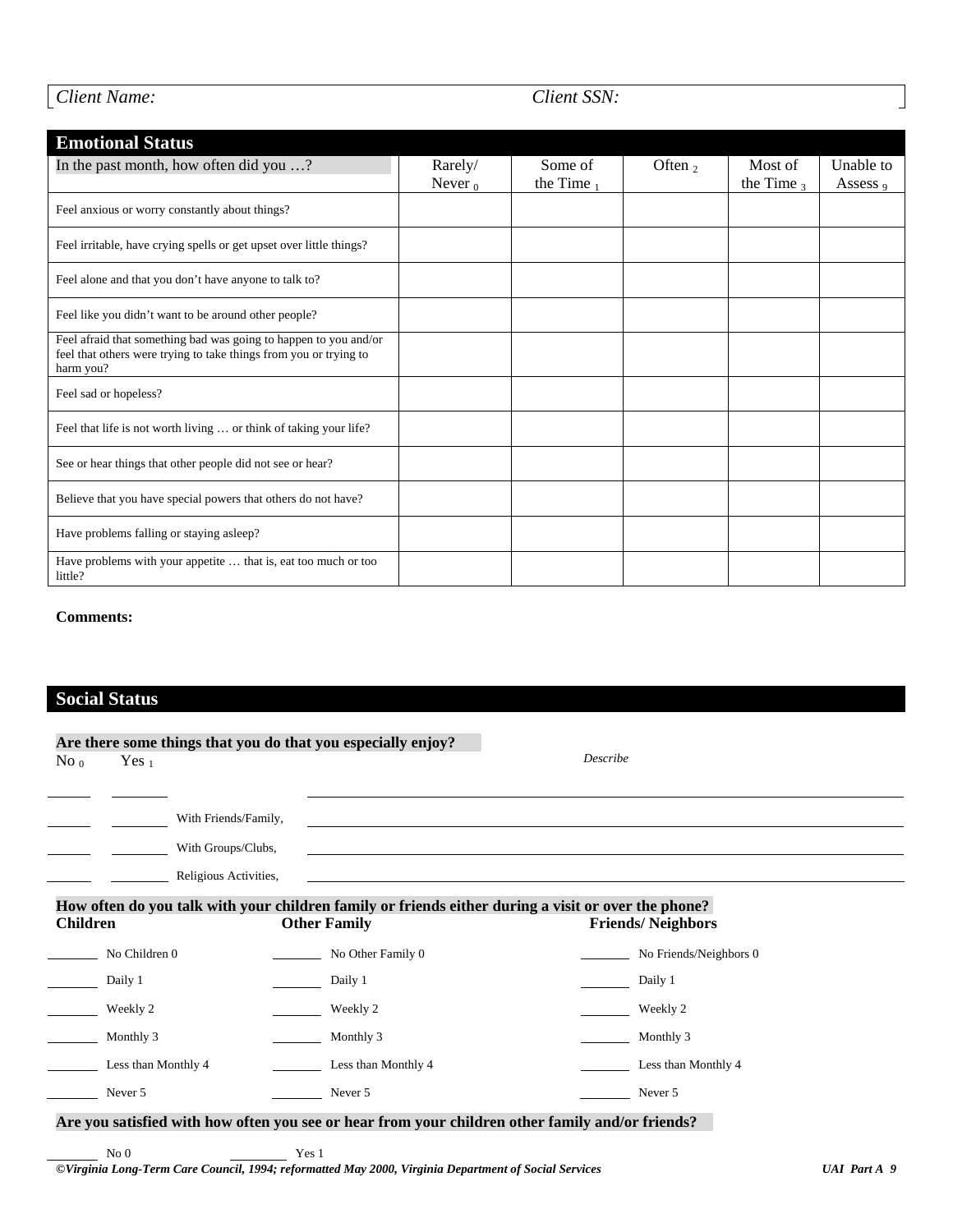*Client Name:* *Client SSN:*

## Emotional Status

| In the past month, how often did you …? | Rarely/ Never $_0$ | Some of the Time $_1$ | Often $_2$ | Most of the Time $_3$ | Unable to Assess $_9$ |
|---|---|---|---|---|---|
| Feel anxious or worry constantly about things? | | | | | |
| Feel irritable, have crying spells or get upset over little things? | | | | | |
| Feel alone and that you don't have anyone to talk to? | | | | | |
| Feel like you didn't want to be around other people? | | | | | |
| Feel afraid that something bad was going to happen to you and/or feel that others were trying to take things from you or trying to harm you? | | | | | |
| Feel sad or hopeless? | | | | | |
| Feel that life is not worth living … or think of taking your life? | | | | | |
| See or hear things that other people did not see or hear? | | | | | |
| Believe that you have special powers that others do not have? | | | | | |
| Have problems falling or staying asleep? | | | | | |
| Have problems with your appetite … that is, eat too much or too little? | | | | | |

**Comments:**

## Social Status

**Are there some things that you do that you especially enjoy?**

No $_0$ Yes $_1$ *Describe*

_____ _____ ______________________________

_____ _____ With Friends/Family, ______________________________

_____ _____ With Groups/Clubs, ______________________________

_____ _____ Religious Activities, ______________________________

**How often do you talk with your children family or friends either during a visit or over the phone?**

| Children | Other Family | Friends/ Neighbors |
|---|---|---|
| _____ No Children 0 | _____ No Other Family 0 | _____ No Friends/Neighbors 0 |
| _____ Daily 1 | _____ Daily 1 | _____ Daily 1 |
| _____ Weekly 2 | _____ Weekly 2 | _____ Weekly 2 |
| _____ Monthly 3 | _____ Monthly 3 | _____ Monthly 3 |
| _____ Less than Monthly 4 | _____ Less than Monthly 4 | _____ Less than Monthly 4 |
| _____ Never 5 | _____ Never 5 | _____ Never 5 |

**Are you satisfied with how often you see or hear from your children other family and/or friends?**

_____ No 0 _____ Yes 1

*©Virginia Long-Term Care Council, 1994; reformatted May 2000, Virginia Department of Social Services*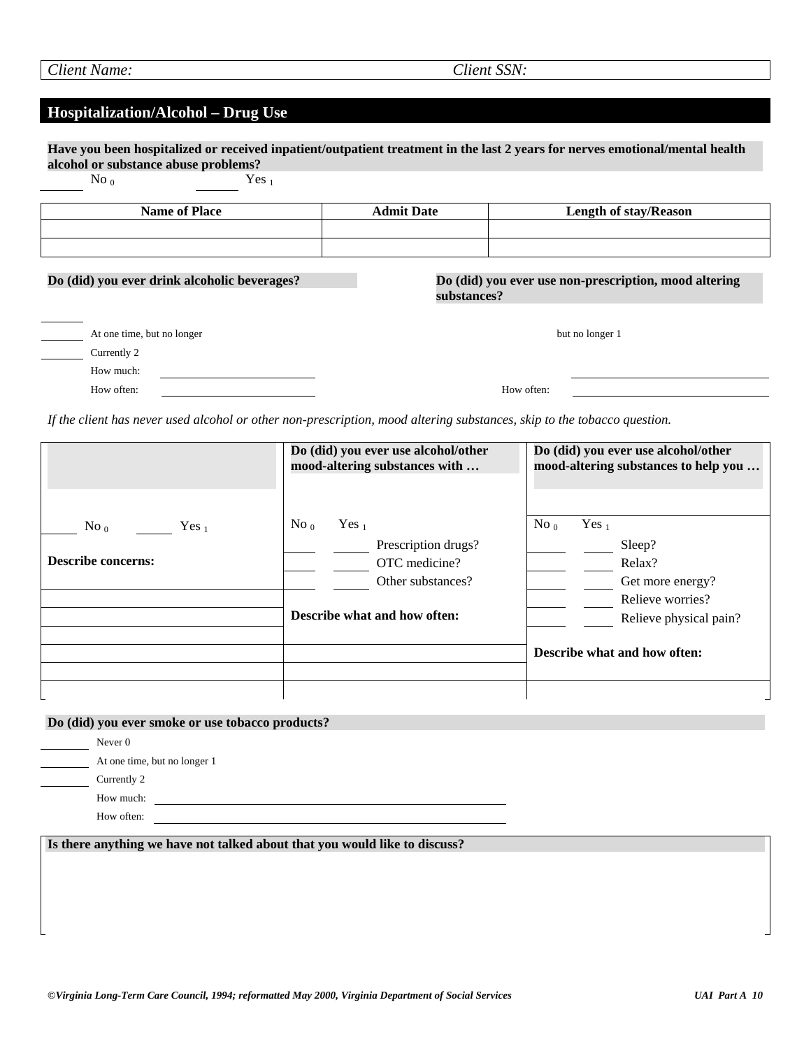Client Name: Client SSN:

## Hospitalization/Alcohol – Drug Use

**Have you been hospitalized or received inpatient/outpatient treatment in the last 2 years for nerves emotional/mental health alcohol or substance abuse problems?**

_____ No $_0$ _____ Yes $_1$

| Name of Place | Admit Date | Length of stay/Reason |
|---|---|---|
| | | |
| | | |

**Do (did) you ever drink alcoholic beverages?**

_____
_____ At one time, but no longer
_____ Currently 2
How much: __________
How often: __________

**Do (did) you ever use non-prescription, mood altering substances?**

but no longer 1
__________
How often: __________

*If the client has never used alcohol or other non-prescription, mood altering substances, skip to the tobacco question.*

| | Do (did) you ever use alcohol/other mood-altering substances with … | Do (did) you ever use alcohol/other mood-altering substances to help you … |
|---|---|---|
| _____ No $_0$ _____ Yes $_1$ | No $_0$ Yes $_1$ | No $_0$ Yes $_1$ |
| **Describe concerns:** | _____ _____ Prescription drugs? | _____ _____ Sleep? |
| | _____ _____ OTC medicine? | _____ _____ Relax? |
| | _____ _____ Other substances? | _____ _____ Get more energy? |
| | | _____ _____ Relieve worries? |
| | **Describe what and how often:** | _____ _____ Relieve physical pain? |
| | | **Describe what and how often:** |
| | | |
| | | |

**Do (did) you ever smoke or use tobacco products?**

_____ Never 0
_____ At one time, but no longer 1
_____ Currently 2
How much: __________
How often: __________

**Is there anything we have not talked about that you would like to discuss?**

*©Virginia Long-Term Care Council, 1994; reformatted May 2000, Virginia Department of Social Services*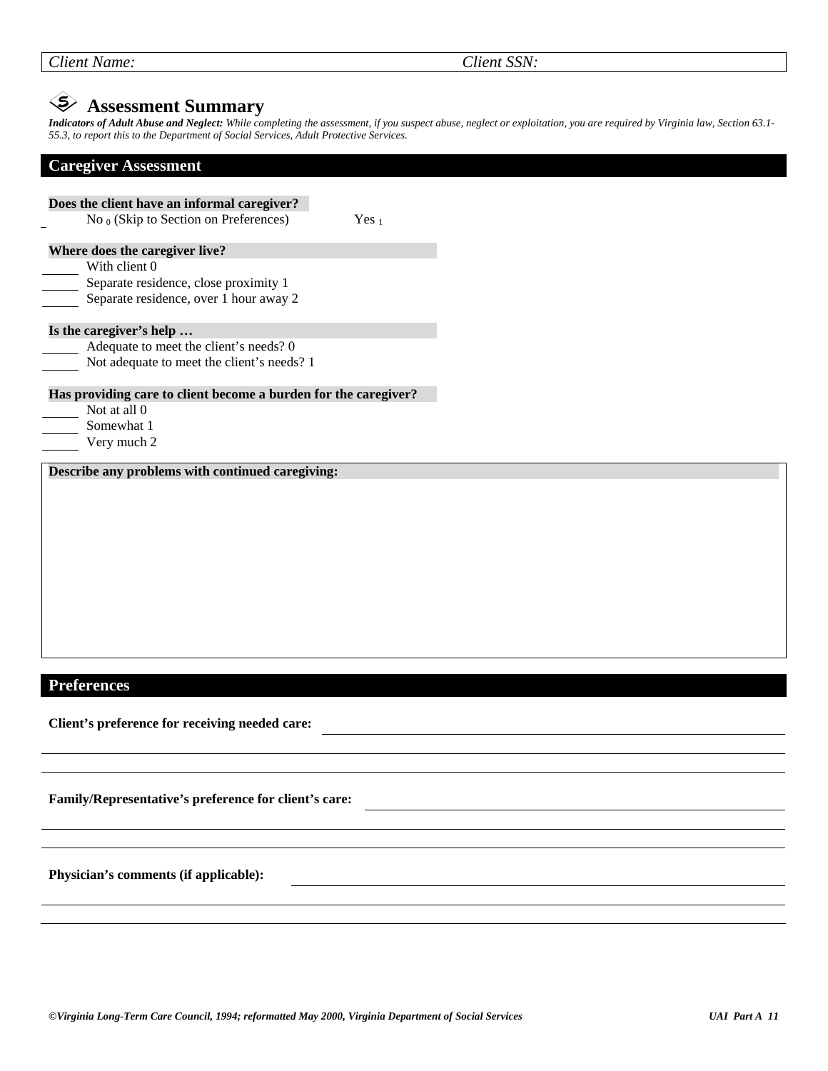Client Name: | Client SSN:

## Assessment Summary

***Indicators of Adult Abuse and Neglect:*** *While completing the assessment, if you suspect abuse, neglect or exploitation, you are required by Virginia law, Section 63.1-55.3, to report this to the Department of Social Services, Adult Protective Services.*

### Caregiver Assessment

**Does the client have an informal caregiver?**

No $_0$ (Skip to Section on Preferences)  Yes $_1$

**Where does the caregiver live?**

\_\_\_\_ With client 0
\_\_\_\_ Separate residence, close proximity 1
\_\_\_\_ Separate residence, over 1 hour away 2

**Is the caregiver's help …**

\_\_\_\_ Adequate to meet the client's needs? 0
\_\_\_\_ Not adequate to meet the client's needs? 1

**Has providing care to client become a burden for the caregiver?**

\_\_\_\_ Not at all 0
\_\_\_\_ Somewhat 1
\_\_\_\_ Very much 2

**Describe any problems with continued caregiving:**

### Preferences

**Client's preference for receiving needed care:** \_\_\_\_\_\_\_\_\_\_\_\_\_\_\_\_\_\_\_\_\_\_\_\_\_\_\_\_\_\_

**Family/Representative's preference for client's care:** \_\_\_\_\_\_\_\_\_\_\_\_\_\_\_\_\_\_\_\_\_\_\_\_\_\_\_\_\_\_

**Physician's comments (if applicable):** \_\_\_\_\_\_\_\_\_\_\_\_\_\_\_\_\_\_\_\_\_\_\_\_\_\_\_\_\_\_

*©Virginia Long-Term Care Council, 1994; reformatted May 2000, Virginia Department of Social Services*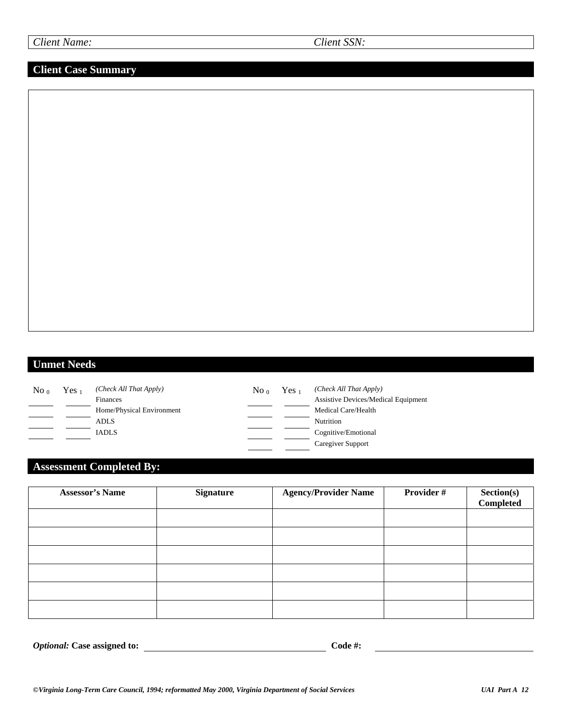*Client Name:* *Client SSN:*

## Client Case Summary

## Unmet Needs

| No $_0$ | Yes $_1$ | *(Check All That Apply)* | No $_0$ | Yes $_1$ | *(Check All That Apply)* |
|---|---|---|---|---|---|
| ___ | ___ | Finances | ___ | ___ | Assistive Devices/Medical Equipment |
| ___ | ___ | Home/Physical Environment | ___ | ___ | Medical Care/Health |
| ___ | ___ | ADLS | ___ | ___ | Nutrition |
| ___ | ___ | IADLS | ___ | ___ | Cognitive/Emotional |
| | | | ___ | ___ | Caregiver Support |

## Assessment Completed By:

| Assessor's Name | Signature | Agency/Provider Name | Provider # | Section(s) Completed |
|---|---|---|---|---|
| | | | | |
| | | | | |
| | | | | |
| | | | | |
| | | | | |
| | | | | |

*Optional:* **Case assigned to:** ______________________ **Code #:** ______________________

*©Virginia Long-Term Care Council, 1994; reformatted May 2000, Virginia Department of Social Services*